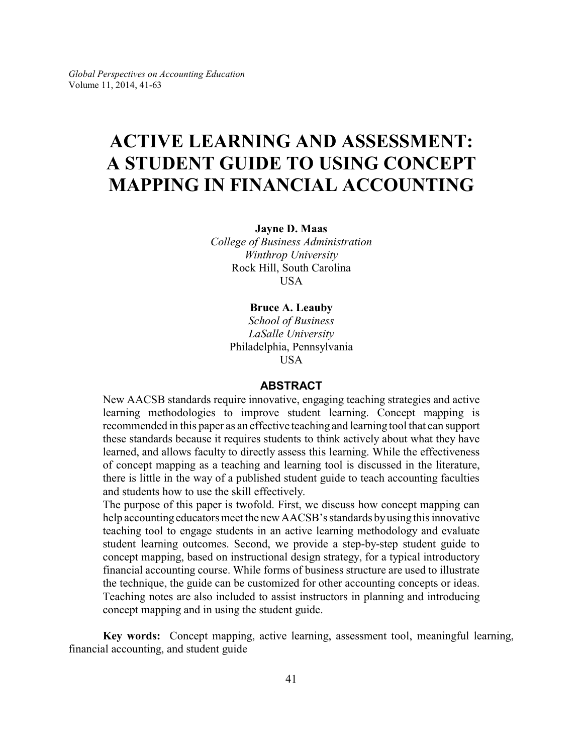# ACTIVE LEARNING AND ASSESSMENT: A STUDENT GUIDE TO USING CONCEPT MAPPING IN FINANCIAL ACCOUNTING

**Jayne D. Maas**
*College of Business Administration*
*Winthrop University*
Rock Hill, South Carolina
USA

**Bruce A. Leauby**
*School of Business*
*LaSalle University*
Philadelphia, Pennsylvania
USA

## ABSTRACT

New AACSB standards require innovative, engaging teaching strategies and active learning methodologies to improve student learning. Concept mapping is recommended in this paper as an effective teaching and learning tool that can support these standards because it requires students to think actively about what they have learned, and allows faculty to directly assess this learning. While the effectiveness of concept mapping as a teaching and learning tool is discussed in the literature, there is little in the way of a published student guide to teach accounting faculties and students how to use the skill effectively.

The purpose of this paper is twofold. First, we discuss how concept mapping can help accounting educators meet the new AACSB's standards by using this innovative teaching tool to engage students in an active learning methodology and evaluate student learning outcomes. Second, we provide a step-by-step student guide to concept mapping, based on instructional design strategy, for a typical introductory financial accounting course. While forms of business structure are used to illustrate the technique, the guide can be customized for other accounting concepts or ideas. Teaching notes are also included to assist instructors in planning and introducing concept mapping and in using the student guide.

**Key words:** Concept mapping, active learning, assessment tool, meaningful learning, financial accounting, and student guide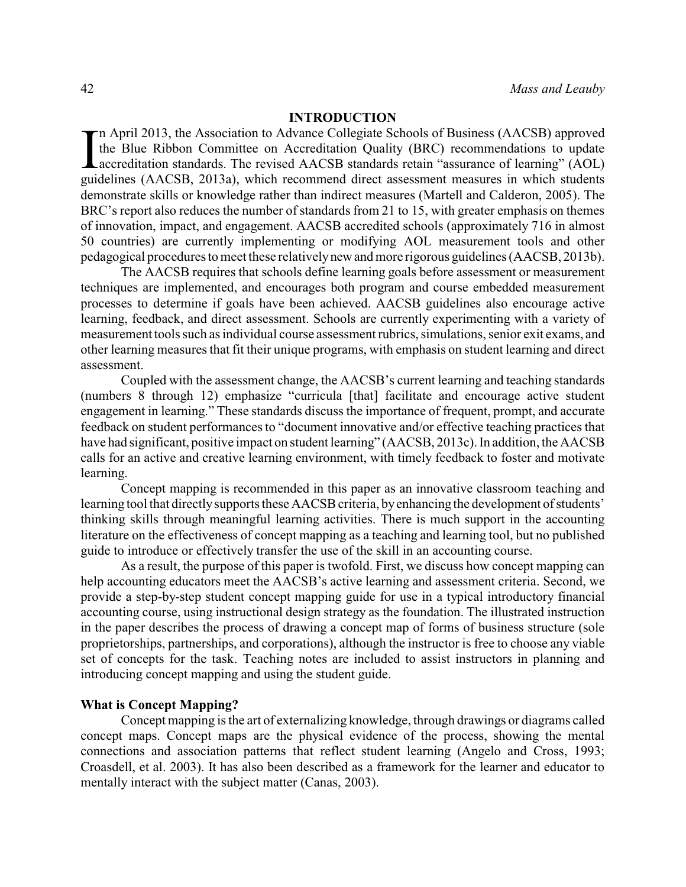## INTRODUCTION

In April 2013, the Association to Advance Collegiate Schools of Business (AACSB) approved the Blue Ribbon Committee on Accreditation Quality (BRC) recommendations to update accreditation standards. The revised AACSB standards retain "assurance of learning" (AOL) guidelines (AACSB, 2013a), which recommend direct assessment measures in which students demonstrate skills or knowledge rather than indirect measures (Martell and Calderon, 2005). The BRC's report also reduces the number of standards from 21 to 15, with greater emphasis on themes of innovation, impact, and engagement. AACSB accredited schools (approximately 716 in almost 50 countries) are currently implementing or modifying AOL measurement tools and other pedagogical procedures to meet these relatively new and more rigorous guidelines (AACSB, 2013b).

The AACSB requires that schools define learning goals before assessment or measurement techniques are implemented, and encourages both program and course embedded measurement processes to determine if goals have been achieved. AACSB guidelines also encourage active learning, feedback, and direct assessment. Schools are currently experimenting with a variety of measurement tools such as individual course assessment rubrics, simulations, senior exit exams, and other learning measures that fit their unique programs, with emphasis on student learning and direct assessment.

Coupled with the assessment change, the AACSB's current learning and teaching standards (numbers 8 through 12) emphasize "curricula [that] facilitate and encourage active student engagement in learning." These standards discuss the importance of frequent, prompt, and accurate feedback on student performances to "document innovative and/or effective teaching practices that have had significant, positive impact on student learning" (AACSB, 2013c). In addition, the AACSB calls for an active and creative learning environment, with timely feedback to foster and motivate learning.

Concept mapping is recommended in this paper as an innovative classroom teaching and learning tool that directly supports these AACSB criteria, by enhancing the development of students' thinking skills through meaningful learning activities. There is much support in the accounting literature on the effectiveness of concept mapping as a teaching and learning tool, but no published guide to introduce or effectively transfer the use of the skill in an accounting course.

As a result, the purpose of this paper is twofold. First, we discuss how concept mapping can help accounting educators meet the AACSB's active learning and assessment criteria. Second, we provide a step-by-step student concept mapping guide for use in a typical introductory financial accounting course, using instructional design strategy as the foundation. The illustrated instruction in the paper describes the process of drawing a concept map of forms of business structure (sole proprietorships, partnerships, and corporations), although the instructor is free to choose any viable set of concepts for the task. Teaching notes are included to assist instructors in planning and introducing concept mapping and using the student guide.

### What is Concept Mapping?

Concept mapping is the art of externalizing knowledge, through drawings or diagrams called concept maps. Concept maps are the physical evidence of the process, showing the mental connections and association patterns that reflect student learning (Angelo and Cross, 1993; Croasdell, et al. 2003). It has also been described as a framework for the learner and educator to mentally interact with the subject matter (Canas, 2003).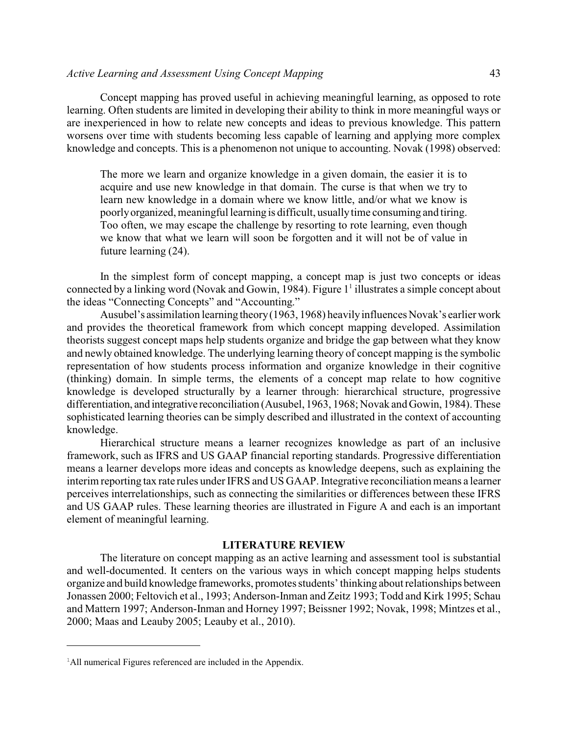Concept mapping has proved useful in achieving meaningful learning, as opposed to rote learning. Often students are limited in developing their ability to think in more meaningful ways or are inexperienced in how to relate new concepts and ideas to previous knowledge. This pattern worsens over time with students becoming less capable of learning and applying more complex knowledge and concepts. This is a phenomenon not unique to accounting. Novak (1998) observed:

> The more we learn and organize knowledge in a given domain, the easier it is to acquire and use new knowledge in that domain. The curse is that when we try to learn new knowledge in a domain where we know little, and/or what we know is poorly organized, meaningful learning is difficult, usually time consuming and tiring. Too often, we may escape the challenge by resorting to rote learning, even though we know that what we learn will soon be forgotten and it will not be of value in future learning (24).

In the simplest form of concept mapping, a concept map is just two concepts or ideas connected by a linking word (Novak and Gowin, 1984). Figure 1[1] illustrates a simple concept about the ideas "Connecting Concepts" and "Accounting."

Ausubel's assimilation learning theory (1963, 1968) heavily influences Novak's earlier work and provides the theoretical framework from which concept mapping developed. Assimilation theorists suggest concept maps help students organize and bridge the gap between what they know and newly obtained knowledge. The underlying learning theory of concept mapping is the symbolic representation of how students process information and organize knowledge in their cognitive (thinking) domain. In simple terms, the elements of a concept map relate to how cognitive knowledge is developed structurally by a learner through: hierarchical structure, progressive differentiation, and integrative reconciliation (Ausubel, 1963, 1968; Novak and Gowin, 1984). These sophisticated learning theories can be simply described and illustrated in the context of accounting knowledge.

Hierarchical structure means a learner recognizes knowledge as part of an inclusive framework, such as IFRS and US GAAP financial reporting standards. Progressive differentiation means a learner develops more ideas and concepts as knowledge deepens, such as explaining the interim reporting tax rate rules under IFRS and US GAAP. Integrative reconciliation means a learner perceives interrelationships, such as connecting the similarities or differences between these IFRS and US GAAP rules. These learning theories are illustrated in Figure A and each is an important element of meaningful learning.

## LITERATURE REVIEW

The literature on concept mapping as an active learning and assessment tool is substantial and well-documented. It centers on the various ways in which concept mapping helps students organize and build knowledge frameworks, promotes students' thinking about relationships between Jonassen 2000; Feltovich et al., 1993; Anderson-Inman and Zeitz 1993; Todd and Kirk 1995; Schau and Mattern 1997; Anderson-Inman and Horney 1997; Beissner 1992; Novak, 1998; Mintzes et al., 2000; Maas and Leauby 2005; Leauby et al., 2010).

---

[1]All numerical Figures referenced are included in the Appendix.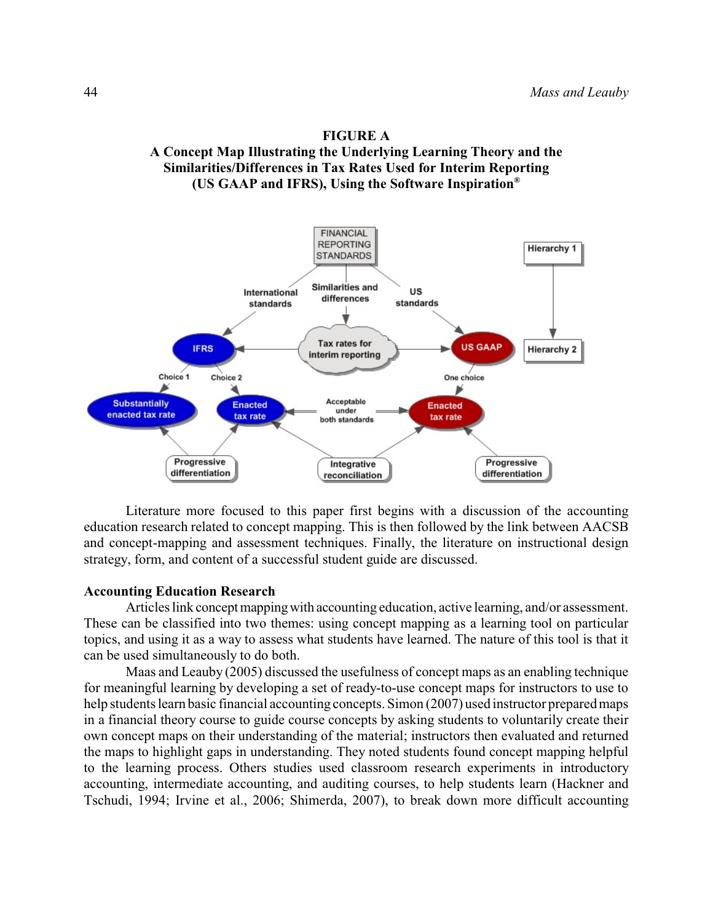**FIGURE A**
**A Concept Map Illustrating the Underlying Learning Theory and the Similarities/Differences in Tax Rates Used for Interim Reporting (US GAAP and IFRS), Using the Software Inspiration®**

Literature more focused to this paper first begins with a discussion of the accounting education research related to concept mapping. This is then followed by the link between AACSB and concept-mapping and assessment techniques. Finally, the literature on instructional design strategy, form, and content of a successful student guide are discussed.

**Accounting Education Research**

Articles link concept mapping with accounting education, active learning, and/or assessment. These can be classified into two themes: using concept mapping as a learning tool on particular topics, and using it as a way to assess what students have learned. The nature of this tool is that it can be used simultaneously to do both.

Maas and Leauby (2005) discussed the usefulness of concept maps as an enabling technique for meaningful learning by developing a set of ready-to-use concept maps for instructors to use to help students learn basic financial accounting concepts. Simon (2007) used instructor prepared maps in a financial theory course to guide course concepts by asking students to voluntarily create their own concept maps on their understanding of the material; instructors then evaluated and returned the maps to highlight gaps in understanding. They noted students found concept mapping helpful to the learning process. Others studies used classroom research experiments in introductory accounting, intermediate accounting, and auditing courses, to help students learn (Hackner and Tschudi, 1994; Irvine et al., 2006; Shimerda, 2007), to break down more difficult accounting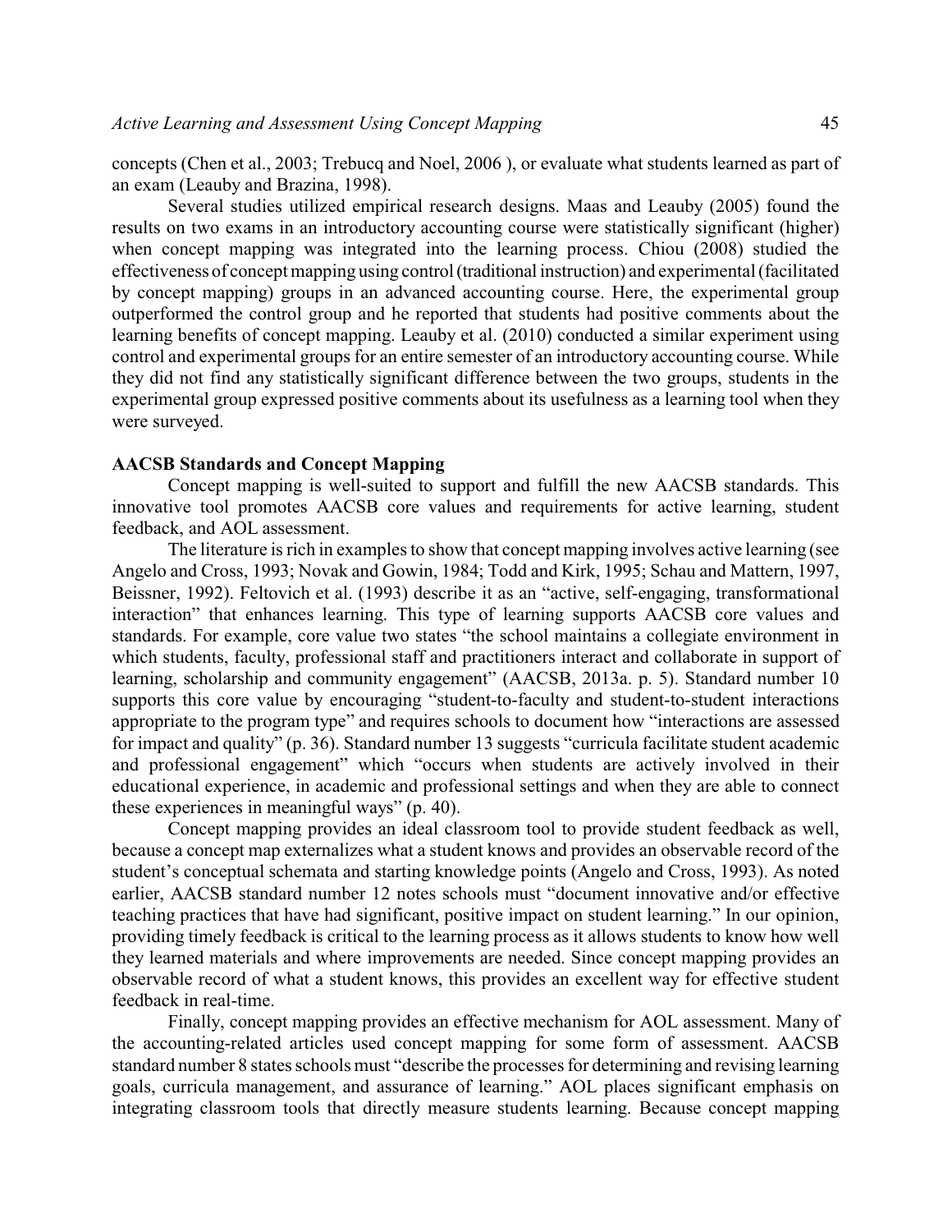concepts (Chen et al., 2003; Trebucq and Noel, 2006 ), or evaluate what students learned as part of an exam (Leauby and Brazina, 1998).

Several studies utilized empirical research designs. Maas and Leauby (2005) found the results on two exams in an introductory accounting course were statistically significant (higher) when concept mapping was integrated into the learning process. Chiou (2008) studied the effectiveness of concept mapping using control (traditional instruction) and experimental (facilitated by concept mapping) groups in an advanced accounting course. Here, the experimental group outperformed the control group and he reported that students had positive comments about the learning benefits of concept mapping. Leauby et al. (2010) conducted a similar experiment using control and experimental groups for an entire semester of an introductory accounting course. While they did not find any statistically significant difference between the two groups, students in the experimental group expressed positive comments about its usefulness as a learning tool when they were surveyed.

**AACSB Standards and Concept Mapping**

Concept mapping is well-suited to support and fulfill the new AACSB standards. This innovative tool promotes AACSB core values and requirements for active learning, student feedback, and AOL assessment.

The literature is rich in examples to show that concept mapping involves active learning (see Angelo and Cross, 1993; Novak and Gowin, 1984; Todd and Kirk, 1995; Schau and Mattern, 1997, Beissner, 1992). Feltovich et al. (1993) describe it as an "active, self-engaging, transformational interaction" that enhances learning. This type of learning supports AACSB core values and standards. For example, core value two states "the school maintains a collegiate environment in which students, faculty, professional staff and practitioners interact and collaborate in support of learning, scholarship and community engagement" (AACSB, 2013a. p. 5). Standard number 10 supports this core value by encouraging "student-to-faculty and student-to-student interactions appropriate to the program type" and requires schools to document how "interactions are assessed for impact and quality" (p. 36). Standard number 13 suggests "curricula facilitate student academic and professional engagement" which "occurs when students are actively involved in their educational experience, in academic and professional settings and when they are able to connect these experiences in meaningful ways" (p. 40).

Concept mapping provides an ideal classroom tool to provide student feedback as well, because a concept map externalizes what a student knows and provides an observable record of the student's conceptual schemata and starting knowledge points (Angelo and Cross, 1993). As noted earlier, AACSB standard number 12 notes schools must "document innovative and/or effective teaching practices that have had significant, positive impact on student learning." In our opinion, providing timely feedback is critical to the learning process as it allows students to know how well they learned materials and where improvements are needed. Since concept mapping provides an observable record of what a student knows, this provides an excellent way for effective student feedback in real-time.

Finally, concept mapping provides an effective mechanism for AOL assessment. Many of the accounting-related articles used concept mapping for some form of assessment. AACSB standard number 8 states schools must "describe the processes for determining and revising learning goals, curricula management, and assurance of learning." AOL places significant emphasis on integrating classroom tools that directly measure students learning. Because concept mapping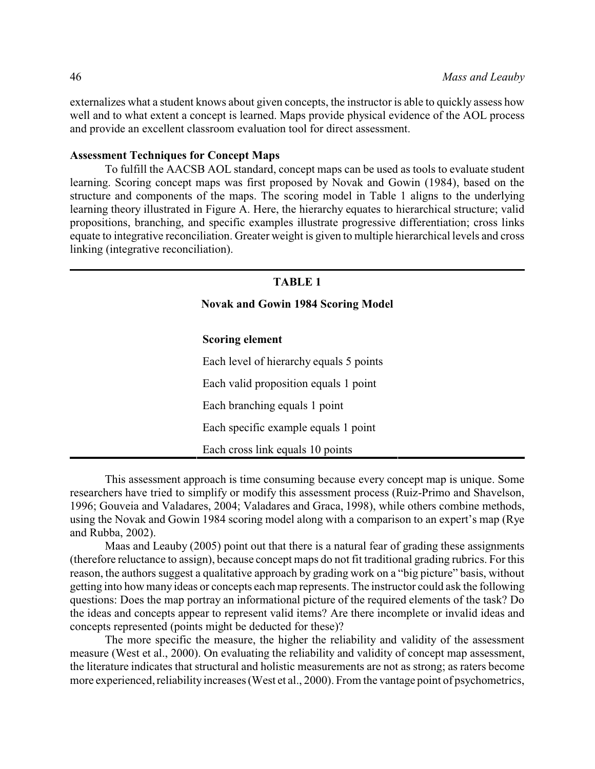externalizes what a student knows about given concepts, the instructor is able to quickly assess how well and to what extent a concept is learned. Maps provide physical evidence of the AOL process and provide an excellent classroom evaluation tool for direct assessment.

**Assessment Techniques for Concept Maps**

To fulfill the AACSB AOL standard, concept maps can be used as tools to evaluate student learning. Scoring concept maps was first proposed by Novak and Gowin (1984), based on the structure and components of the maps. The scoring model in Table 1 aligns to the underlying learning theory illustrated in Figure A. Here, the hierarchy equates to hierarchical structure; valid propositions, branching, and specific examples illustrate progressive differentiation; cross links equate to integrative reconciliation. Greater weight is given to multiple hierarchical levels and cross linking (integrative reconciliation).

**TABLE 1**

**Novak and Gowin 1984 Scoring Model**

| Scoring element |
| --- |
| Each level of hierarchy equals 5 points |
| Each valid proposition equals 1 point |
| Each branching equals 1 point |
| Each specific example equals 1 point |
| Each cross link equals 10 points |

This assessment approach is time consuming because every concept map is unique. Some researchers have tried to simplify or modify this assessment process (Ruiz-Primo and Shavelson, 1996; Gouveia and Valadares, 2004; Valadares and Graca, 1998), while others combine methods, using the Novak and Gowin 1984 scoring model along with a comparison to an expert's map (Rye and Rubba, 2002).

Maas and Leauby (2005) point out that there is a natural fear of grading these assignments (therefore reluctance to assign), because concept maps do not fit traditional grading rubrics. For this reason, the authors suggest a qualitative approach by grading work on a "big picture" basis, without getting into how many ideas or concepts each map represents. The instructor could ask the following questions: Does the map portray an informational picture of the required elements of the task? Do the ideas and concepts appear to represent valid items? Are there incomplete or invalid ideas and concepts represented (points might be deducted for these)?

The more specific the measure, the higher the reliability and validity of the assessment measure (West et al., 2000). On evaluating the reliability and validity of concept map assessment, the literature indicates that structural and holistic measurements are not as strong; as raters become more experienced, reliability increases (West et al., 2000). From the vantage point of psychometrics,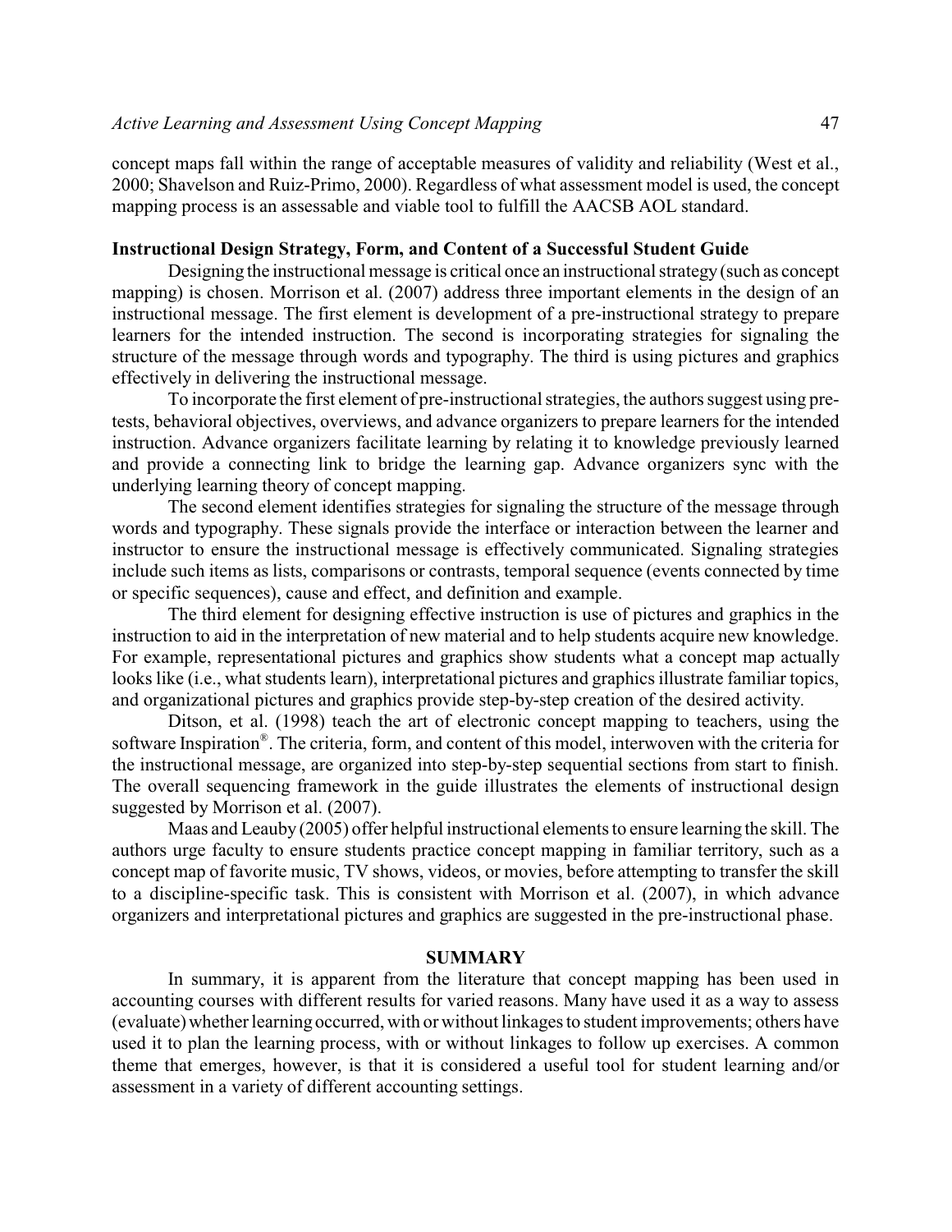concept maps fall within the range of acceptable measures of validity and reliability (West et al., 2000; Shavelson and Ruiz-Primo, 2000). Regardless of what assessment model is used, the concept mapping process is an assessable and viable tool to fulfill the AACSB AOL standard.

### Instructional Design Strategy, Form, and Content of a Successful Student Guide

Designing the instructional message is critical once an instructional strategy (such as concept mapping) is chosen. Morrison et al. (2007) address three important elements in the design of an instructional message. The first element is development of a pre-instructional strategy to prepare learners for the intended instruction. The second is incorporating strategies for signaling the structure of the message through words and typography. The third is using pictures and graphics effectively in delivering the instructional message.

To incorporate the first element of pre-instructional strategies, the authors suggest using pre-tests, behavioral objectives, overviews, and advance organizers to prepare learners for the intended instruction. Advance organizers facilitate learning by relating it to knowledge previously learned and provide a connecting link to bridge the learning gap. Advance organizers sync with the underlying learning theory of concept mapping.

The second element identifies strategies for signaling the structure of the message through words and typography. These signals provide the interface or interaction between the learner and instructor to ensure the instructional message is effectively communicated. Signaling strategies include such items as lists, comparisons or contrasts, temporal sequence (events connected by time or specific sequences), cause and effect, and definition and example.

The third element for designing effective instruction is use of pictures and graphics in the instruction to aid in the interpretation of new material and to help students acquire new knowledge. For example, representational pictures and graphics show students what a concept map actually looks like (i.e., what students learn), interpretational pictures and graphics illustrate familiar topics, and organizational pictures and graphics provide step-by-step creation of the desired activity.

Ditson, et al. (1998) teach the art of electronic concept mapping to teachers, using the software Inspiration®. The criteria, form, and content of this model, interwoven with the criteria for the instructional message, are organized into step-by-step sequential sections from start to finish. The overall sequencing framework in the guide illustrates the elements of instructional design suggested by Morrison et al. (2007).

Maas and Leauby (2005) offer helpful instructional elements to ensure learning the skill. The authors urge faculty to ensure students practice concept mapping in familiar territory, such as a concept map of favorite music, TV shows, videos, or movies, before attempting to transfer the skill to a discipline-specific task. This is consistent with Morrison et al. (2007), in which advance organizers and interpretational pictures and graphics are suggested in the pre-instructional phase.

## SUMMARY

In summary, it is apparent from the literature that concept mapping has been used in accounting courses with different results for varied reasons. Many have used it as a way to assess (evaluate) whether learning occurred, with or without linkages to student improvements; others have used it to plan the learning process, with or without linkages to follow up exercises. A common theme that emerges, however, is that it is considered a useful tool for student learning and/or assessment in a variety of different accounting settings.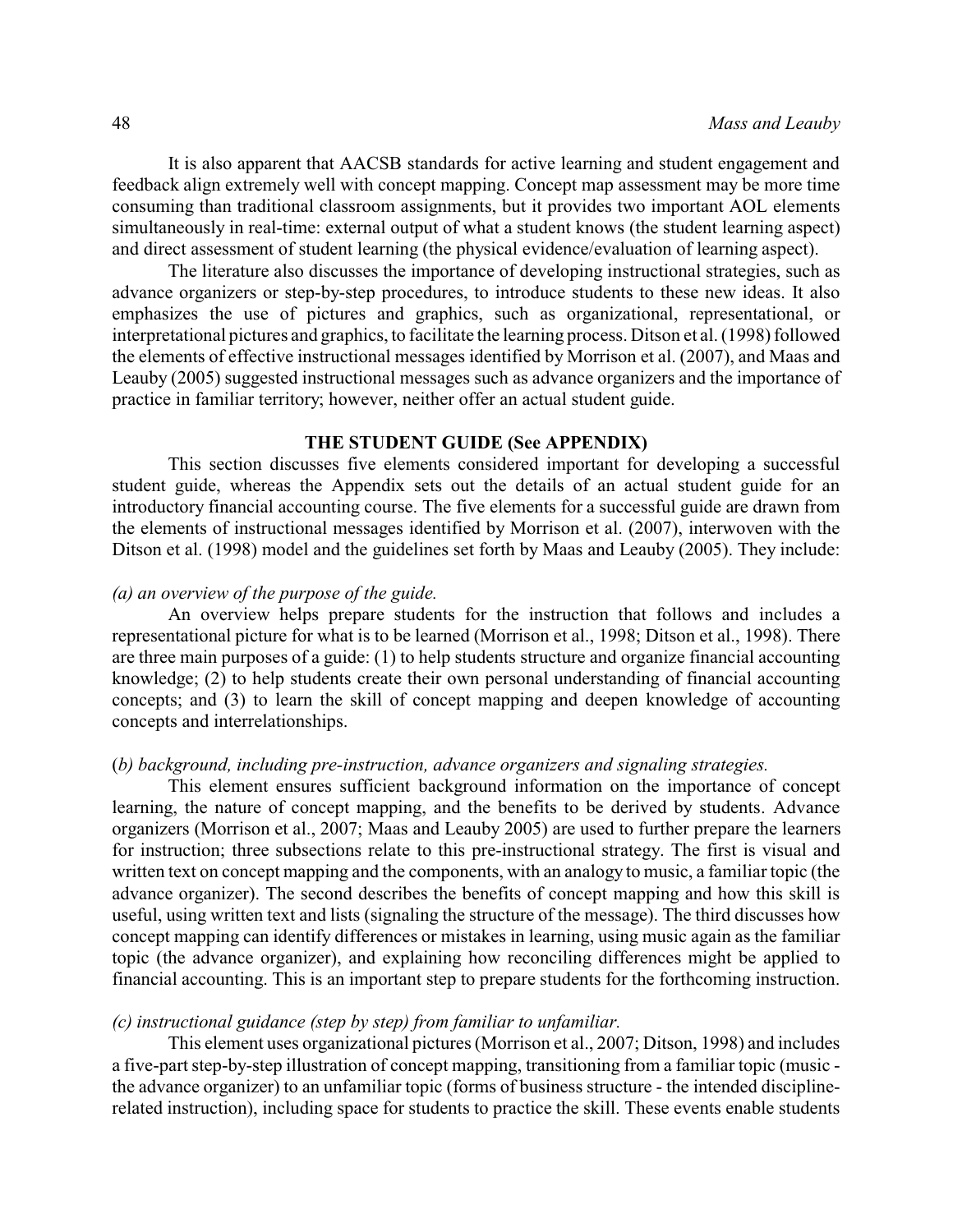It is also apparent that AACSB standards for active learning and student engagement and feedback align extremely well with concept mapping. Concept map assessment may be more time consuming than traditional classroom assignments, but it provides two important AOL elements simultaneously in real-time: external output of what a student knows (the student learning aspect) and direct assessment of student learning (the physical evidence/evaluation of learning aspect).

The literature also discusses the importance of developing instructional strategies, such as advance organizers or step-by-step procedures, to introduce students to these new ideas. It also emphasizes the use of pictures and graphics, such as organizational, representational, or interpretational pictures and graphics, to facilitate the learning process. Ditson et al. (1998) followed the elements of effective instructional messages identified by Morrison et al. (2007), and Maas and Leauby (2005) suggested instructional messages such as advance organizers and the importance of practice in familiar territory; however, neither offer an actual student guide.

## THE STUDENT GUIDE (See APPENDIX)

This section discusses five elements considered important for developing a successful student guide, whereas the Appendix sets out the details of an actual student guide for an introductory financial accounting course. The five elements for a successful guide are drawn from the elements of instructional messages identified by Morrison et al. (2007), interwoven with the Ditson et al. (1998) model and the guidelines set forth by Maas and Leauby (2005). They include:

*(a) an overview of the purpose of the guide.*

An overview helps prepare students for the instruction that follows and includes a representational picture for what is to be learned (Morrison et al., 1998; Ditson et al., 1998). There are three main purposes of a guide: (1) to help students structure and organize financial accounting knowledge; (2) to help students create their own personal understanding of financial accounting concepts; and (3) to learn the skill of concept mapping and deepen knowledge of accounting concepts and interrelationships.

(*b) background, including pre-instruction, advance organizers and signaling strategies.*

This element ensures sufficient background information on the importance of concept learning, the nature of concept mapping, and the benefits to be derived by students. Advance organizers (Morrison et al., 2007; Maas and Leauby 2005) are used to further prepare the learners for instruction; three subsections relate to this pre-instructional strategy. The first is visual and written text on concept mapping and the components, with an analogy to music, a familiar topic (the advance organizer). The second describes the benefits of concept mapping and how this skill is useful, using written text and lists (signaling the structure of the message). The third discusses how concept mapping can identify differences or mistakes in learning, using music again as the familiar topic (the advance organizer), and explaining how reconciling differences might be applied to financial accounting. This is an important step to prepare students for the forthcoming instruction.

*(c) instructional guidance (step by step) from familiar to unfamiliar.*

This element uses organizational pictures (Morrison et al., 2007; Ditson, 1998) and includes a five-part step-by-step illustration of concept mapping, transitioning from a familiar topic (music - the advance organizer) to an unfamiliar topic (forms of business structure - the intended discipline-related instruction), including space for students to practice the skill. These events enable students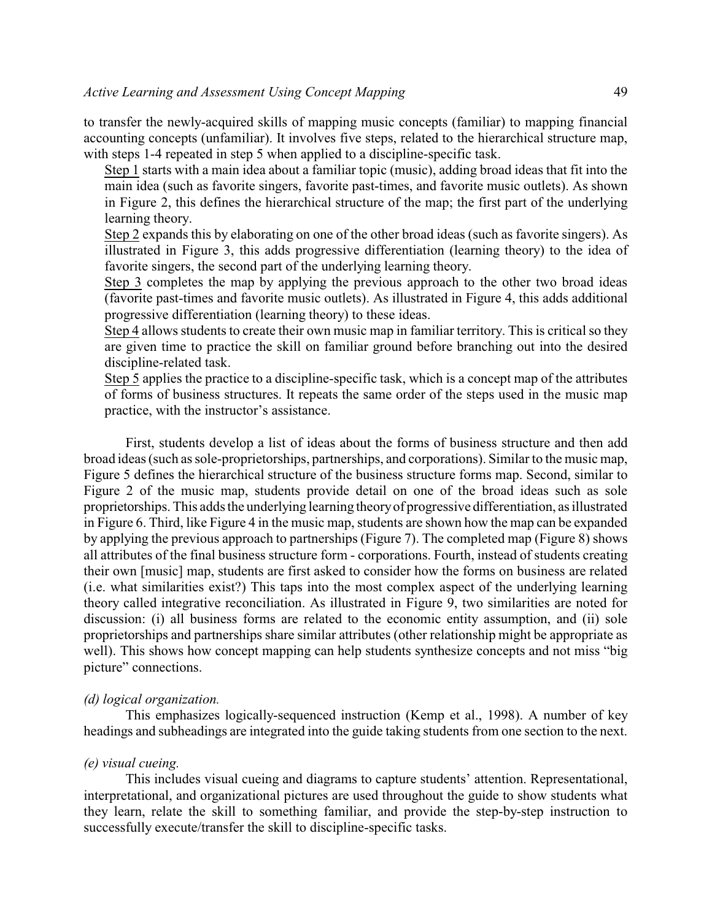to transfer the newly-acquired skills of mapping music concepts (familiar) to mapping financial accounting concepts (unfamiliar). It involves five steps, related to the hierarchical structure map, with steps 1-4 repeated in step 5 when applied to a discipline-specific task.

Step 1 starts with a main idea about a familiar topic (music), adding broad ideas that fit into the main idea (such as favorite singers, favorite past-times, and favorite music outlets). As shown in Figure 2, this defines the hierarchical structure of the map; the first part of the underlying learning theory.

Step 2 expands this by elaborating on one of the other broad ideas (such as favorite singers). As illustrated in Figure 3, this adds progressive differentiation (learning theory) to the idea of favorite singers, the second part of the underlying learning theory.

Step 3 completes the map by applying the previous approach to the other two broad ideas (favorite past-times and favorite music outlets). As illustrated in Figure 4, this adds additional progressive differentiation (learning theory) to these ideas.

Step 4 allows students to create their own music map in familiar territory. This is critical so they are given time to practice the skill on familiar ground before branching out into the desired discipline-related task.

Step 5 applies the practice to a discipline-specific task, which is a concept map of the attributes of forms of business structures. It repeats the same order of the steps used in the music map practice, with the instructor's assistance.

First, students develop a list of ideas about the forms of business structure and then add broad ideas (such as sole-proprietorships, partnerships, and corporations). Similar to the music map, Figure 5 defines the hierarchical structure of the business structure forms map. Second, similar to Figure 2 of the music map, students provide detail on one of the broad ideas such as sole proprietorships. This adds the underlying learning theory of progressive differentiation, as illustrated in Figure 6. Third, like Figure 4 in the music map, students are shown how the map can be expanded by applying the previous approach to partnerships (Figure 7). The completed map (Figure 8) shows all attributes of the final business structure form - corporations. Fourth, instead of students creating their own [music] map, students are first asked to consider how the forms on business are related (i.e. what similarities exist?) This taps into the most complex aspect of the underlying learning theory called integrative reconciliation. As illustrated in Figure 9, two similarities are noted for discussion: (i) all business forms are related to the economic entity assumption, and (ii) sole proprietorships and partnerships share similar attributes (other relationship might be appropriate as well). This shows how concept mapping can help students synthesize concepts and not miss "big picture" connections.

*(d) logical organization.*

This emphasizes logically-sequenced instruction (Kemp et al., 1998). A number of key headings and subheadings are integrated into the guide taking students from one section to the next.

*(e) visual cueing.*

This includes visual cueing and diagrams to capture students' attention. Representational, interpretational, and organizational pictures are used throughout the guide to show students what they learn, relate the skill to something familiar, and provide the step-by-step instruction to successfully execute/transfer the skill to discipline-specific tasks.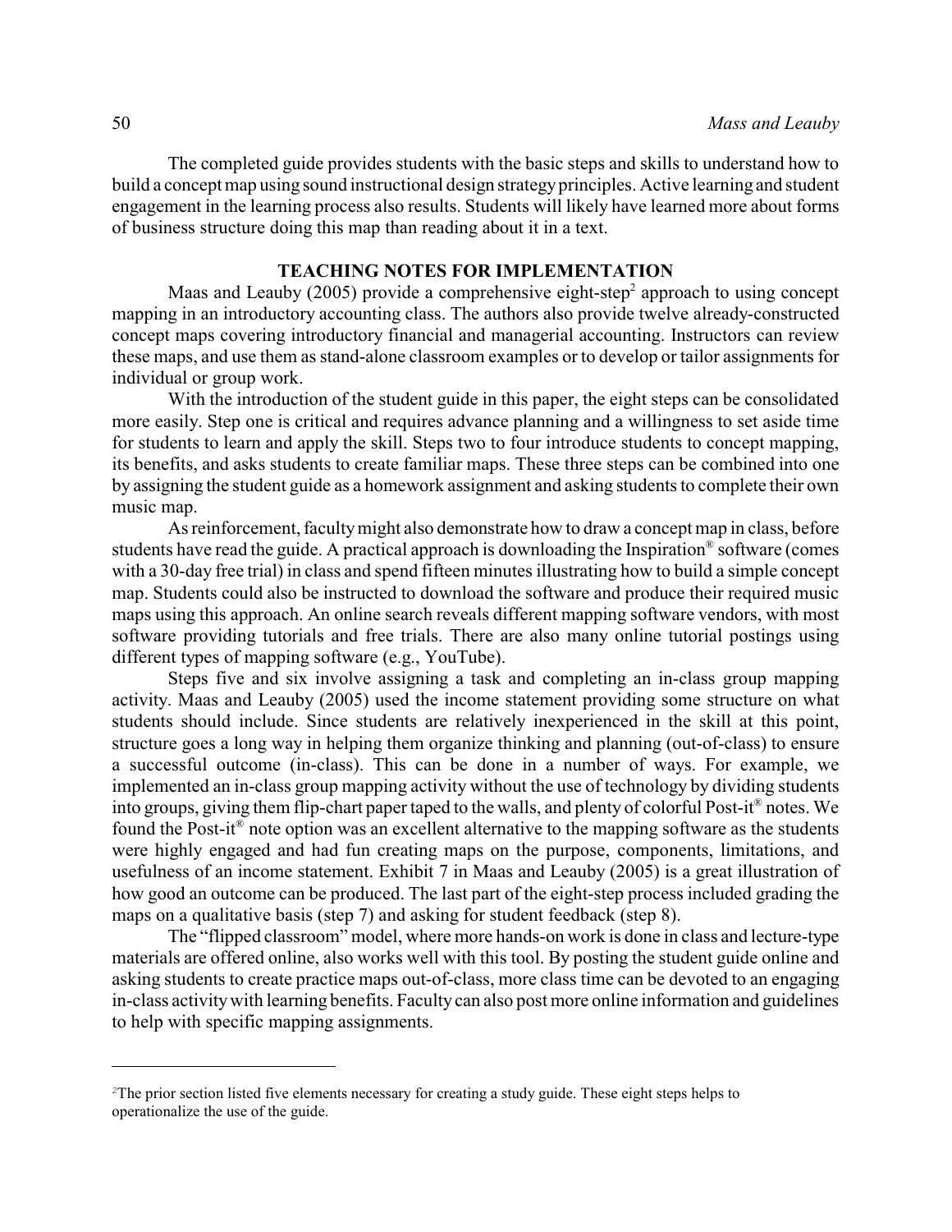The completed guide provides students with the basic steps and skills to understand how to build a concept map using sound instructional design strategy principles. Active learning and student engagement in the learning process also results. Students will likely have learned more about forms of business structure doing this map than reading about it in a text.

## TEACHING NOTES FOR IMPLEMENTATION

Maas and Leauby (2005) provide a comprehensive eight-step[2] approach to using concept mapping in an introductory accounting class. The authors also provide twelve already-constructed concept maps covering introductory financial and managerial accounting. Instructors can review these maps, and use them as stand-alone classroom examples or to develop or tailor assignments for individual or group work.

With the introduction of the student guide in this paper, the eight steps can be consolidated more easily. Step one is critical and requires advance planning and a willingness to set aside time for students to learn and apply the skill. Steps two to four introduce students to concept mapping, its benefits, and asks students to create familiar maps. These three steps can be combined into one by assigning the student guide as a homework assignment and asking students to complete their own music map.

As reinforcement, faculty might also demonstrate how to draw a concept map in class, before students have read the guide. A practical approach is downloading the Inspiration® software (comes with a 30-day free trial) in class and spend fifteen minutes illustrating how to build a simple concept map. Students could also be instructed to download the software and produce their required music maps using this approach. An online search reveals different mapping software vendors, with most software providing tutorials and free trials. There are also many online tutorial postings using different types of mapping software (e.g., YouTube).

Steps five and six involve assigning a task and completing an in-class group mapping activity. Maas and Leauby (2005) used the income statement providing some structure on what students should include. Since students are relatively inexperienced in the skill at this point, structure goes a long way in helping them organize thinking and planning (out-of-class) to ensure a successful outcome (in-class). This can be done in a number of ways. For example, we implemented an in-class group mapping activity without the use of technology by dividing students into groups, giving them flip-chart paper taped to the walls, and plenty of colorful Post-it® notes. We found the Post-it® note option was an excellent alternative to the mapping software as the students were highly engaged and had fun creating maps on the purpose, components, limitations, and usefulness of an income statement. Exhibit 7 in Maas and Leauby (2005) is a great illustration of how good an outcome can be produced. The last part of the eight-step process included grading the maps on a qualitative basis (step 7) and asking for student feedback (step 8).

The "flipped classroom" model, where more hands-on work is done in class and lecture-type materials are offered online, also works well with this tool. By posting the student guide online and asking students to create practice maps out-of-class, more class time can be devoted to an engaging in-class activity with learning benefits. Faculty can also post more online information and guidelines to help with specific mapping assignments.

---

[2] The prior section listed five elements necessary for creating a study guide. These eight steps helps to operationalize the use of the guide.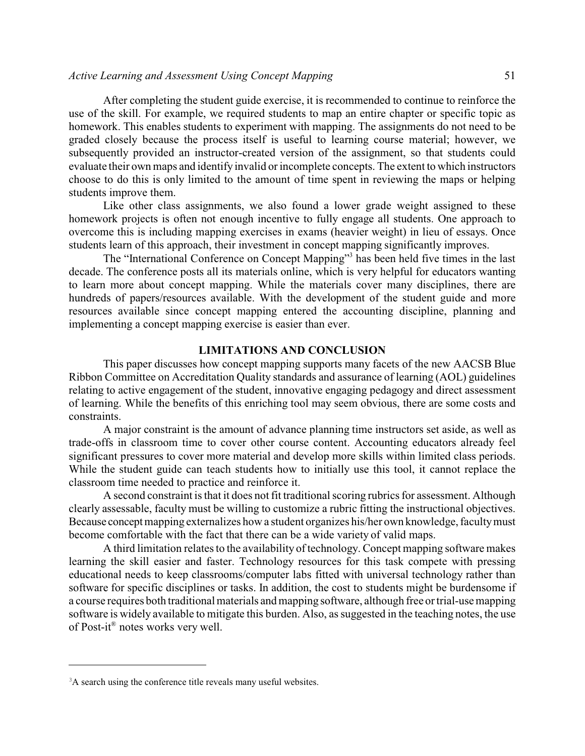After completing the student guide exercise, it is recommended to continue to reinforce the use of the skill. For example, we required students to map an entire chapter or specific topic as homework. This enables students to experiment with mapping. The assignments do not need to be graded closely because the process itself is useful to learning course material; however, we subsequently provided an instructor-created version of the assignment, so that students could evaluate their own maps and identify invalid or incomplete concepts. The extent to which instructors choose to do this is only limited to the amount of time spent in reviewing the maps or helping students improve them.

Like other class assignments, we also found a lower grade weight assigned to these homework projects is often not enough incentive to fully engage all students. One approach to overcome this is including mapping exercises in exams (heavier weight) in lieu of essays. Once students learn of this approach, their investment in concept mapping significantly improves.

The "International Conference on Concept Mapping"[3] has been held five times in the last decade. The conference posts all its materials online, which is very helpful for educators wanting to learn more about concept mapping. While the materials cover many disciplines, there are hundreds of papers/resources available. With the development of the student guide and more resources available since concept mapping entered the accounting discipline, planning and implementing a concept mapping exercise is easier than ever.

## LIMITATIONS AND CONCLUSION

This paper discusses how concept mapping supports many facets of the new AACSB Blue Ribbon Committee on Accreditation Quality standards and assurance of learning (AOL) guidelines relating to active engagement of the student, innovative engaging pedagogy and direct assessment of learning. While the benefits of this enriching tool may seem obvious, there are some costs and constraints.

A major constraint is the amount of advance planning time instructors set aside, as well as trade-offs in classroom time to cover other course content. Accounting educators already feel significant pressures to cover more material and develop more skills within limited class periods. While the student guide can teach students how to initially use this tool, it cannot replace the classroom time needed to practice and reinforce it.

A second constraint is that it does not fit traditional scoring rubrics for assessment. Although clearly assessable, faculty must be willing to customize a rubric fitting the instructional objectives. Because concept mapping externalizes how a student organizes his/her own knowledge, faculty must become comfortable with the fact that there can be a wide variety of valid maps.

A third limitation relates to the availability of technology. Concept mapping software makes learning the skill easier and faster. Technology resources for this task compete with pressing educational needs to keep classrooms/computer labs fitted with universal technology rather than software for specific disciplines or tasks. In addition, the cost to students might be burdensome if a course requires both traditional materials and mapping software, although free or trial-use mapping software is widely available to mitigate this burden. Also, as suggested in the teaching notes, the use of Post-it® notes works very well.

---

[3] A search using the conference title reveals many useful websites.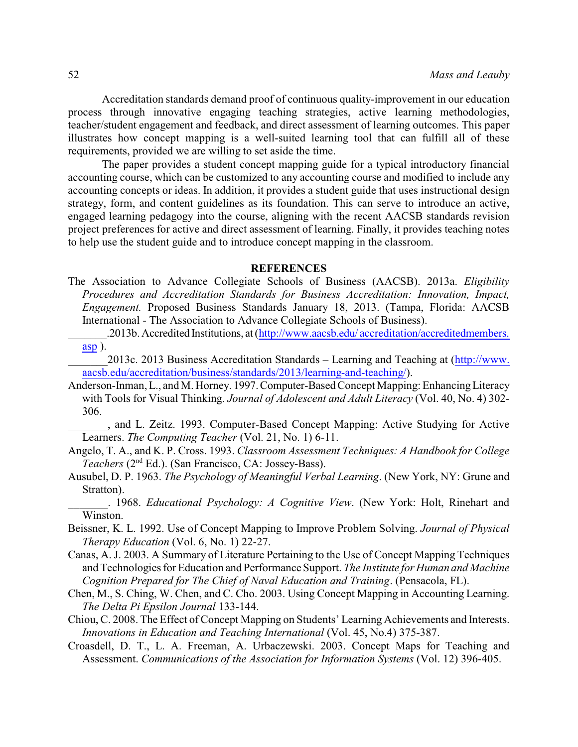Accreditation standards demand proof of continuous quality-improvement in our education process through innovative engaging teaching strategies, active learning methodologies, teacher/student engagement and feedback, and direct assessment of learning outcomes. This paper illustrates how concept mapping is a well-suited learning tool that can fulfill all of these requirements, provided we are willing to set aside the time.

The paper provides a student concept mapping guide for a typical introductory financial accounting course, which can be customized to any accounting course and modified to include any accounting concepts or ideas. In addition, it provides a student guide that uses instructional design strategy, form, and content guidelines as its foundation. This can serve to introduce an active, engaged learning pedagogy into the course, aligning with the recent AACSB standards revision project preferences for active and direct assessment of learning. Finally, it provides teaching notes to help use the student guide and to introduce concept mapping in the classroom.

## REFERENCES

The Association to Advance Collegiate Schools of Business (AACSB). 2013a. *Eligibility Procedures and Accreditation Standards for Business Accreditation: Innovation, Impact, Engagement.* Proposed Business Standards January 18, 2013. (Tampa, Florida: AACSB International - The Association to Advance Collegiate Schools of Business).

_______.2013b. Accredited Institutions, at (http://www.aacsb.edu/ accreditation/accreditedmembers.asp ).

_______2013c. 2013 Business Accreditation Standards – Learning and Teaching at (http://www.aacsb.edu/accreditation/business/standards/2013/learning-and-teaching/).

Anderson-Inman, L., and M. Horney. 1997. Computer-Based Concept Mapping: Enhancing Literacy with Tools for Visual Thinking. *Journal of Adolescent and Adult Literacy* (Vol. 40, No. 4) 302-306.

_______, and L. Zeitz. 1993. Computer-Based Concept Mapping: Active Studying for Active Learners. *The Computing Teacher* (Vol. 21, No. 1) 6-11.

Angelo, T. A., and K. P. Cross. 1993. *Classroom Assessment Techniques: A Handbook for College Teachers* (2nd Ed.). (San Francisco, CA: Jossey-Bass).

Ausubel, D. P. 1963. *The Psychology of Meaningful Verbal Learning*. (New York, NY: Grune and Stratton).

_______. 1968. *Educational Psychology: A Cognitive View*. (New York: Holt, Rinehart and Winston.

Beissner, K. L. 1992. Use of Concept Mapping to Improve Problem Solving. *Journal of Physical Therapy Education* (Vol. 6, No. 1) 22-27.

Canas, A. J. 2003. A Summary of Literature Pertaining to the Use of Concept Mapping Techniques and Technologies for Education and Performance Support. *The Institute for Human and Machine Cognition Prepared for The Chief of Naval Education and Training*. (Pensacola, FL).

Chen, M., S. Ching, W. Chen, and C. Cho. 2003. Using Concept Mapping in Accounting Learning. *The Delta Pi Epsilon Journal* 133-144.

Chiou, C. 2008. The Effect of Concept Mapping on Students' Learning Achievements and Interests. *Innovations in Education and Teaching International* (Vol. 45, No.4) 375-387.

Croasdell, D. T., L. A. Freeman, A. Urbaczewski. 2003. Concept Maps for Teaching and Assessment. *Communications of the Association for Information Systems* (Vol. 12) 396-405.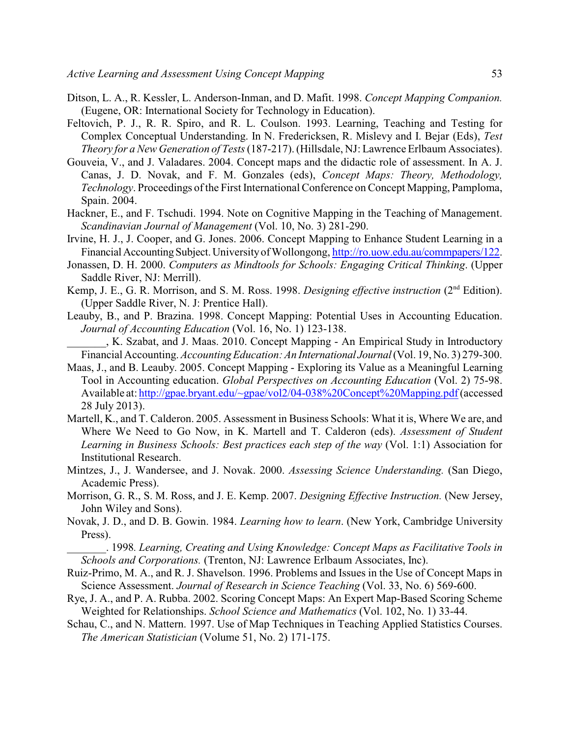Ditson, L. A., R. Kessler, L. Anderson-Inman, and D. Mafit. 1998. *Concept Mapping Companion.* (Eugene, OR: International Society for Technology in Education).

Feltovich, P. J., R. R. Spiro, and R. L. Coulson. 1993. Learning, Teaching and Testing for Complex Conceptual Understanding. In N. Fredericksen, R. Mislevy and I. Bejar (Eds), *Test Theory for a New Generation of Tests* (187-217). (Hillsdale, NJ: Lawrence Erlbaum Associates).

Gouveia, V., and J. Valadares. 2004. Concept maps and the didactic role of assessment. In A. J. Canas, J. D. Novak, and F. M. Gonzales (eds), *Concept Maps: Theory, Methodology, Technology*. Proceedings of the First International Conference on Concept Mapping, Pamploma, Spain. 2004.

Hackner, E., and F. Tschudi. 1994. Note on Cognitive Mapping in the Teaching of Management. *Scandinavian Journal of Management* (Vol. 10, No. 3) 281-290.

Irvine, H. J., J. Cooper, and G. Jones. 2006. Concept Mapping to Enhance Student Learning in a Financial Accounting Subject. University of Wollongong, http://ro.uow.edu.au/commpapers/122.

Jonassen, D. H. 2000. *Computers as Mindtools for Schools: Engaging Critical Thinking*. (Upper Saddle River, NJ: Merrill).

Kemp, J. E., G. R. Morrison, and S. M. Ross. 1998. *Designing effective instruction* (2nd Edition). (Upper Saddle River, N. J: Prentice Hall).

Leauby, B., and P. Brazina. 1998. Concept Mapping: Potential Uses in Accounting Education. *Journal of Accounting Education* (Vol. 16, No. 1) 123-138.

_______, K. Szabat, and J. Maas. 2010. Concept Mapping - An Empirical Study in Introductory Financial Accounting. *Accounting Education: An International Journal* (Vol. 19, No. 3) 279-300.

Maas, J., and B. Leauby. 2005. Concept Mapping - Exploring its Value as a Meaningful Learning Tool in Accounting education. *Global Perspectives on Accounting Education* (Vol. 2) 75-98. Available at: http://gpae.bryant.edu/~gpae/vol2/04-038%20Concept%20Mapping.pdf (accessed 28 July 2013).

Martell, K., and T. Calderon. 2005. Assessment in Business Schools: What it is, Where We are, and Where We Need to Go Now, in K. Martell and T. Calderon (eds). *Assessment of Student Learning in Business Schools: Best practices each step of the way* (Vol. 1:1) Association for Institutional Research.

Mintzes, J., J. Wandersee, and J. Novak. 2000. *Assessing Science Understanding.* (San Diego, Academic Press).

Morrison, G. R., S. M. Ross, and J. E. Kemp. 2007. *Designing Effective Instruction.* (New Jersey, John Wiley and Sons).

Novak, J. D., and D. B. Gowin. 1984. *Learning how to learn*. (New York, Cambridge University Press).

_______. 1998. *Learning, Creating and Using Knowledge: Concept Maps as Facilitative Tools in Schools and Corporations.* (Trenton, NJ: Lawrence Erlbaum Associates, Inc).

Ruiz-Primo, M. A., and R. J. Shavelson. 1996. Problems and Issues in the Use of Concept Maps in Science Assessment. *Journal of Research in Science Teaching* (Vol. 33, No. 6) 569-600.

Rye, J. A., and P. A. Rubba. 2002. Scoring Concept Maps: An Expert Map-Based Scoring Scheme Weighted for Relationships. *School Science and Mathematics* (Vol. 102, No. 1) 33-44.

Schau, C., and N. Mattern. 1997. Use of Map Techniques in Teaching Applied Statistics Courses. *The American Statistician* (Volume 51, No. 2) 171-175.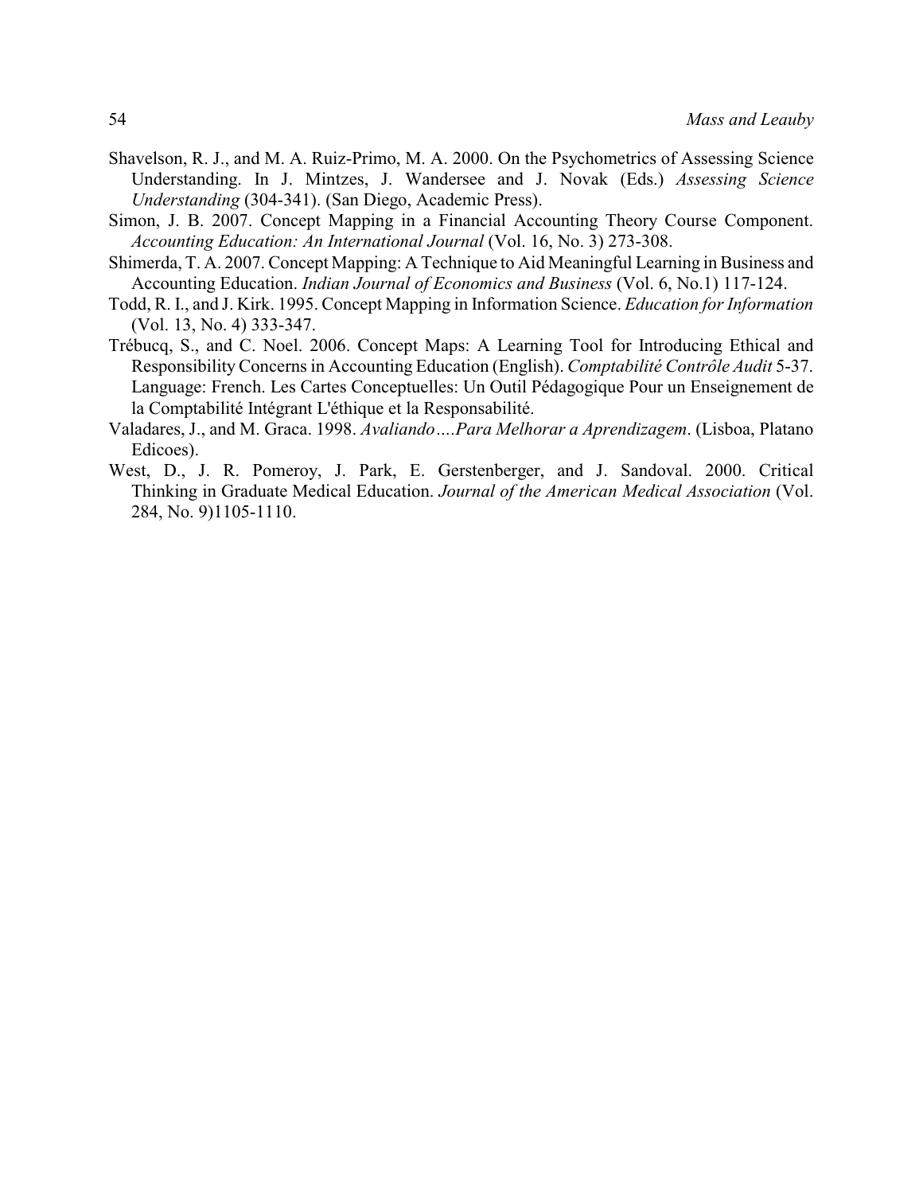Shavelson, R. J., and M. A. Ruiz-Primo, M. A. 2000. On the Psychometrics of Assessing Science Understanding. In J. Mintzes, J. Wandersee and J. Novak (Eds.) *Assessing Science Understanding* (304-341). (San Diego, Academic Press).

Simon, J. B. 2007. Concept Mapping in a Financial Accounting Theory Course Component. *Accounting Education: An International Journal* (Vol. 16, No. 3) 273-308.

Shimerda, T. A. 2007. Concept Mapping: A Technique to Aid Meaningful Learning in Business and Accounting Education. *Indian Journal of Economics and Business* (Vol. 6, No.1) 117-124.

Todd, R. I., and J. Kirk. 1995. Concept Mapping in Information Science. *Education for Information* (Vol. 13, No. 4) 333-347.

Trébucq, S., and C. Noel. 2006. Concept Maps: A Learning Tool for Introducing Ethical and Responsibility Concerns in Accounting Education (English). *Comptabilité Contrôle Audit* 5-37. Language: French. Les Cartes Conceptuelles: Un Outil Pédagogique Pour un Enseignement de la Comptabilité Intégrant L'éthique et la Responsabilité.

Valadares, J., and M. Graca. 1998. *Avaliando….Para Melhorar a Aprendizagem*. (Lisboa, Platano Edicoes).

West, D., J. R. Pomeroy, J. Park, E. Gerstenberger, and J. Sandoval. 2000. Critical Thinking in Graduate Medical Education. *Journal of the American Medical Association* (Vol. 284, No. 9)1105-1110.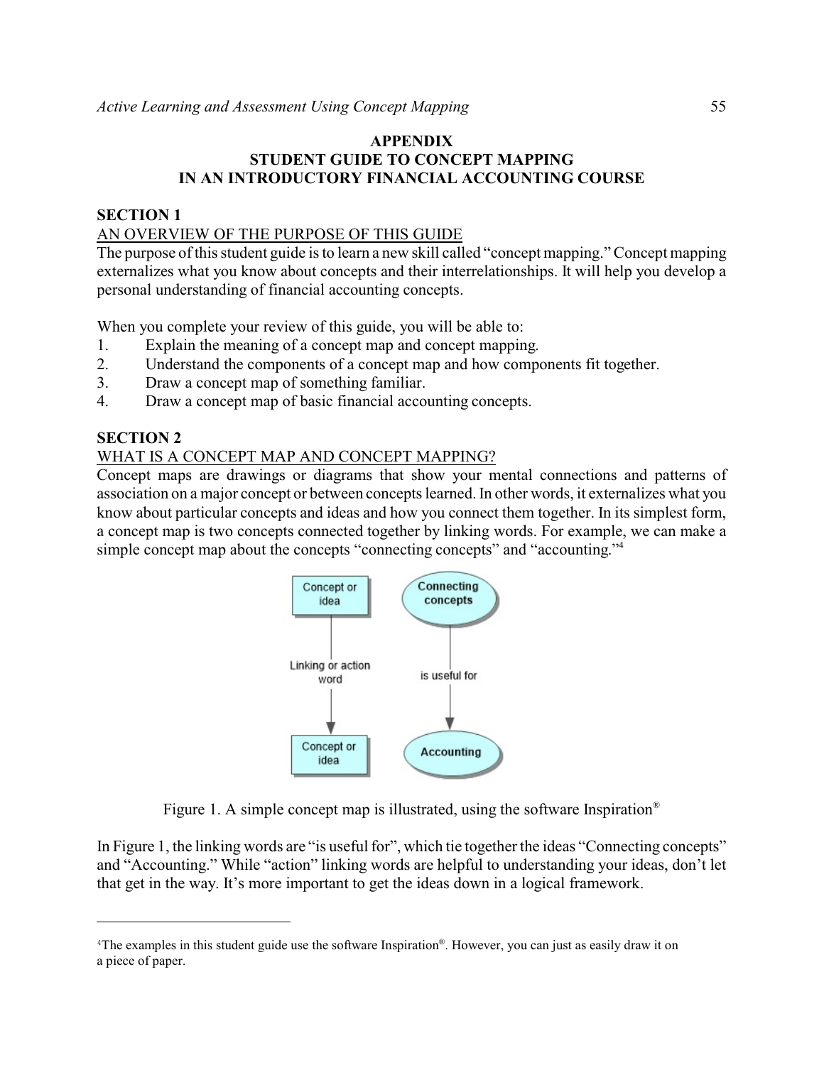## APPENDIX
## STUDENT GUIDE TO CONCEPT MAPPING IN AN INTRODUCTORY FINANCIAL ACCOUNTING COURSE

### SECTION 1

AN OVERVIEW OF THE PURPOSE OF THIS GUIDE

The purpose of this student guide is to learn a new skill called "concept mapping." Concept mapping externalizes what you know about concepts and their interrelationships. It will help you develop a personal understanding of financial accounting concepts.

When you complete your review of this guide, you will be able to:

1. Explain the meaning of a concept map and concept mapping.
2. Understand the components of a concept map and how components fit together.
3. Draw a concept map of something familiar.
4. Draw a concept map of basic financial accounting concepts.

### SECTION 2

WHAT IS A CONCEPT MAP AND CONCEPT MAPPING?

Concept maps are drawings or diagrams that show your mental connections and patterns of association on a major concept or between concepts learned. In other words, it externalizes what you know about particular concepts and ideas and how you connect them together. In its simplest form, a concept map is two concepts connected together by linking words. For example, we can make a simple concept map about the concepts "connecting concepts" and "accounting."[4]

Figure 1. A simple concept map is illustrated, using the software Inspiration®

In Figure 1, the linking words are "is useful for", which tie together the ideas "Connecting concepts" and "Accounting." While "action" linking words are helpful to understanding your ideas, don't let that get in the way. It's more important to get the ideas down in a logical framework.

---

[4] The examples in this student guide use the software Inspiration®. However, you can just as easily draw it on a piece of paper.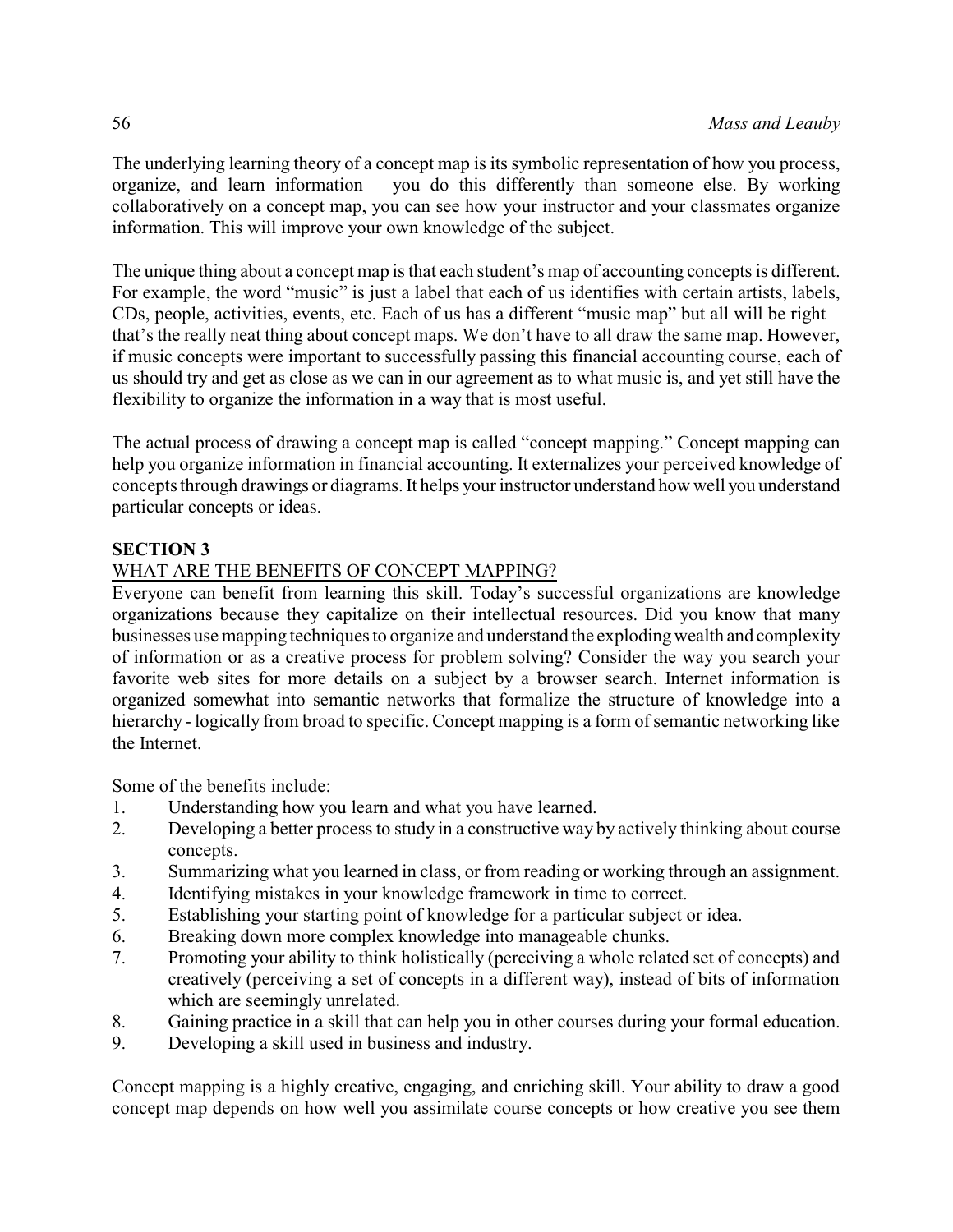The underlying learning theory of a concept map is its symbolic representation of how you process, organize, and learn information – you do this differently than someone else. By working collaboratively on a concept map, you can see how your instructor and your classmates organize information. This will improve your own knowledge of the subject.

The unique thing about a concept map is that each student's map of accounting concepts is different. For example, the word "music" is just a label that each of us identifies with certain artists, labels, CDs, people, activities, events, etc. Each of us has a different "music map" but all will be right – that's the really neat thing about concept maps. We don't have to all draw the same map. However, if music concepts were important to successfully passing this financial accounting course, each of us should try and get as close as we can in our agreement as to what music is, and yet still have the flexibility to organize the information in a way that is most useful.

The actual process of drawing a concept map is called "concept mapping." Concept mapping can help you organize information in financial accounting. It externalizes your perceived knowledge of concepts through drawings or diagrams. It helps your instructor understand how well you understand particular concepts or ideas.

## SECTION 3

### WHAT ARE THE BENEFITS OF CONCEPT MAPPING?

Everyone can benefit from learning this skill. Today's successful organizations are knowledge organizations because they capitalize on their intellectual resources. Did you know that many businesses use mapping techniques to organize and understand the exploding wealth and complexity of information or as a creative process for problem solving? Consider the way you search your favorite web sites for more details on a subject by a browser search. Internet information is organized somewhat into semantic networks that formalize the structure of knowledge into a hierarchy - logically from broad to specific. Concept mapping is a form of semantic networking like the Internet.

Some of the benefits include:

1. Understanding how you learn and what you have learned.
2. Developing a better process to study in a constructive way by actively thinking about course concepts.
3. Summarizing what you learned in class, or from reading or working through an assignment.
4. Identifying mistakes in your knowledge framework in time to correct.
5. Establishing your starting point of knowledge for a particular subject or idea.
6. Breaking down more complex knowledge into manageable chunks.
7. Promoting your ability to think holistically (perceiving a whole related set of concepts) and creatively (perceiving a set of concepts in a different way), instead of bits of information which are seemingly unrelated.
8. Gaining practice in a skill that can help you in other courses during your formal education.
9. Developing a skill used in business and industry.

Concept mapping is a highly creative, engaging, and enriching skill. Your ability to draw a good concept map depends on how well you assimilate course concepts or how creative you see them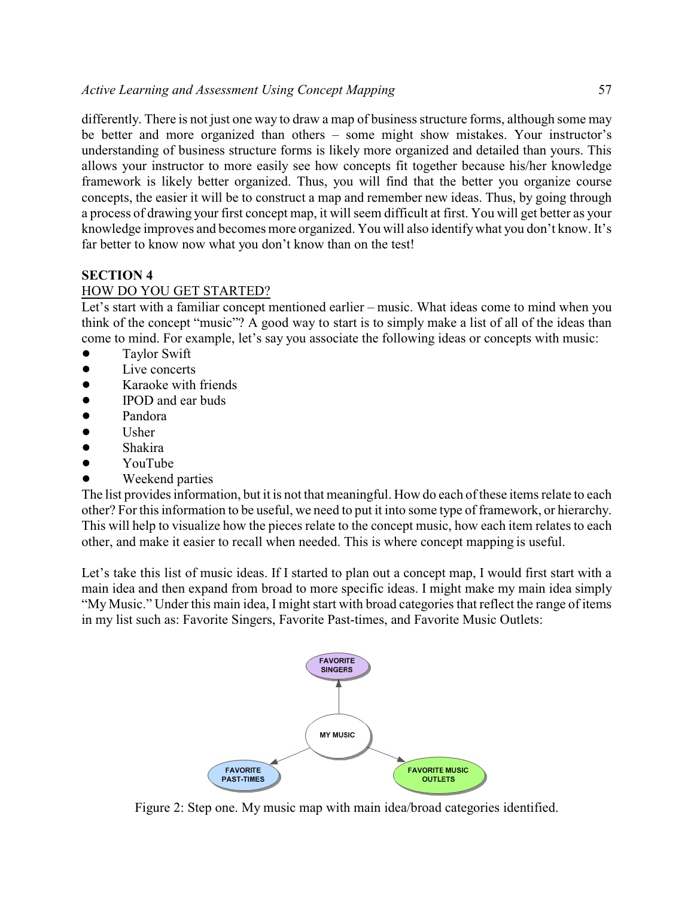differently. There is not just one way to draw a map of business structure forms, although some may be better and more organized than others – some might show mistakes. Your instructor's understanding of business structure forms is likely more organized and detailed than yours. This allows your instructor to more easily see how concepts fit together because his/her knowledge framework is likely better organized. Thus, you will find that the better you organize course concepts, the easier it will be to construct a map and remember new ideas. Thus, by going through a process of drawing your first concept map, it will seem difficult at first. You will get better as your knowledge improves and becomes more organized. You will also identify what you don't know. It's far better to know now what you don't know than on the test!

**SECTION 4**

HOW DO YOU GET STARTED?

Let's start with a familiar concept mentioned earlier – music. What ideas come to mind when you think of the concept "music"? A good way to start is to simply make a list of all of the ideas than come to mind. For example, let's say you associate the following ideas or concepts with music:

- Taylor Swift
- Live concerts
- Karaoke with friends
- IPOD and ear buds
- Pandora
- Usher
- Shakira
- YouTube
- Weekend parties

The list provides information, but it is not that meaningful. How do each of these items relate to each other? For this information to be useful, we need to put it into some type of framework, or hierarchy. This will help to visualize how the pieces relate to the concept music, how each item relates to each other, and make it easier to recall when needed. This is where concept mapping is useful.

Let's take this list of music ideas. If I started to plan out a concept map, I would first start with a main idea and then expand from broad to more specific ideas. I might make my main idea simply "My Music." Under this main idea, I might start with broad categories that reflect the range of items in my list such as: Favorite Singers, Favorite Past-times, and Favorite Music Outlets:

FAVORITE SINGERS

MY MUSIC

FAVORITE PAST-TIMES

FAVORITE MUSIC OUTLETS

Figure 2: Step one. My music map with main idea/broad categories identified.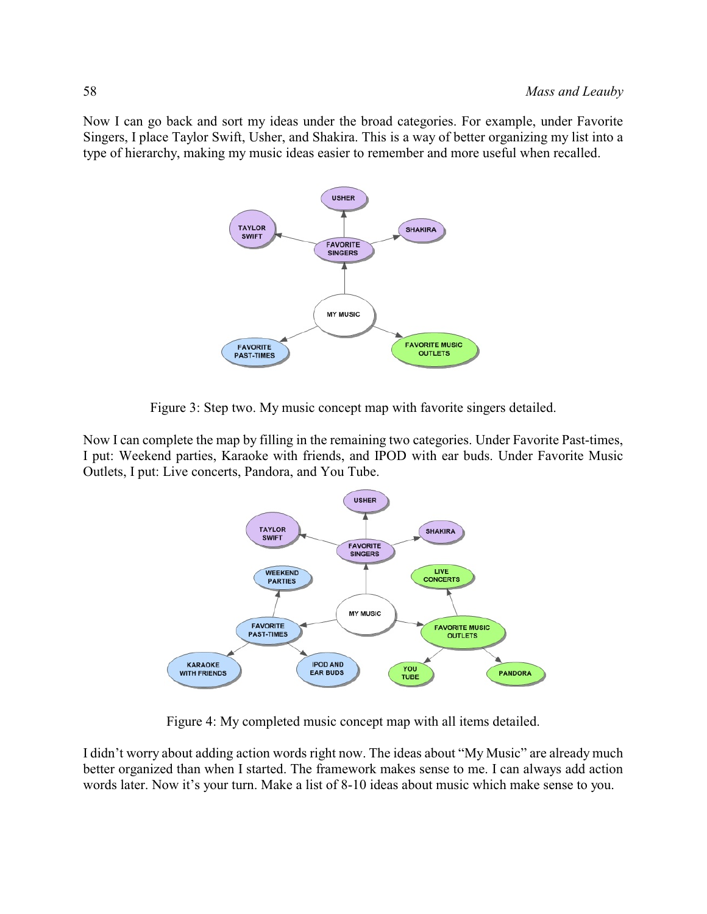Now I can go back and sort my ideas under the broad categories. For example, under Favorite Singers, I place Taylor Swift, Usher, and Shakira. This is a way of better organizing my list into a type of hierarchy, making my music ideas easier to remember and more useful when recalled.

Figure 3: Step two. My music concept map with favorite singers detailed.

Now I can complete the map by filling in the remaining two categories. Under Favorite Past-times, I put: Weekend parties, Karaoke with friends, and IPOD with ear buds. Under Favorite Music Outlets, I put: Live concerts, Pandora, and You Tube.

Figure 4: My completed music concept map with all items detailed.

I didn't worry about adding action words right now. The ideas about "My Music" are already much better organized than when I started. The framework makes sense to me. I can always add action words later. Now it's your turn. Make a list of 8-10 ideas about music which make sense to you.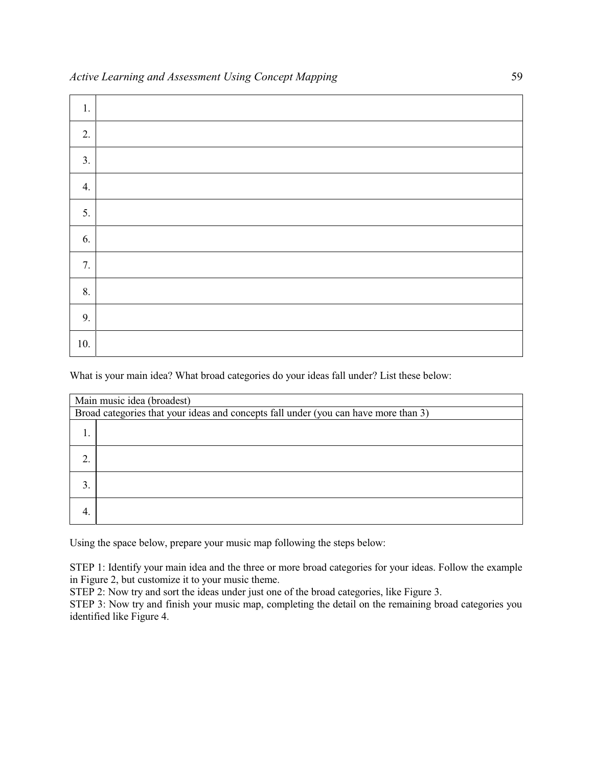| | |
|---|---|
| 1. | |
| 2. | |
| 3. | |
| 4. | |
| 5. | |
| 6. | |
| 7. | |
| 8. | |
| 9. | |
| 10. | |

What is your main idea? What broad categories do your ideas fall under? List these below:

| Main music idea (broadest) | |
|---|---|
| Broad categories that your ideas and concepts fall under (you can have more than 3) | |
| 1. | |
| 2. | |
| 3. | |
| 4. | |

Using the space below, prepare your music map following the steps below:

STEP 1: Identify your main idea and the three or more broad categories for your ideas. Follow the example in Figure 2, but customize it to your music theme.
STEP 2: Now try and sort the ideas under just one of the broad categories, like Figure 3.
STEP 3: Now try and finish your music map, completing the detail on the remaining broad categories you identified like Figure 4.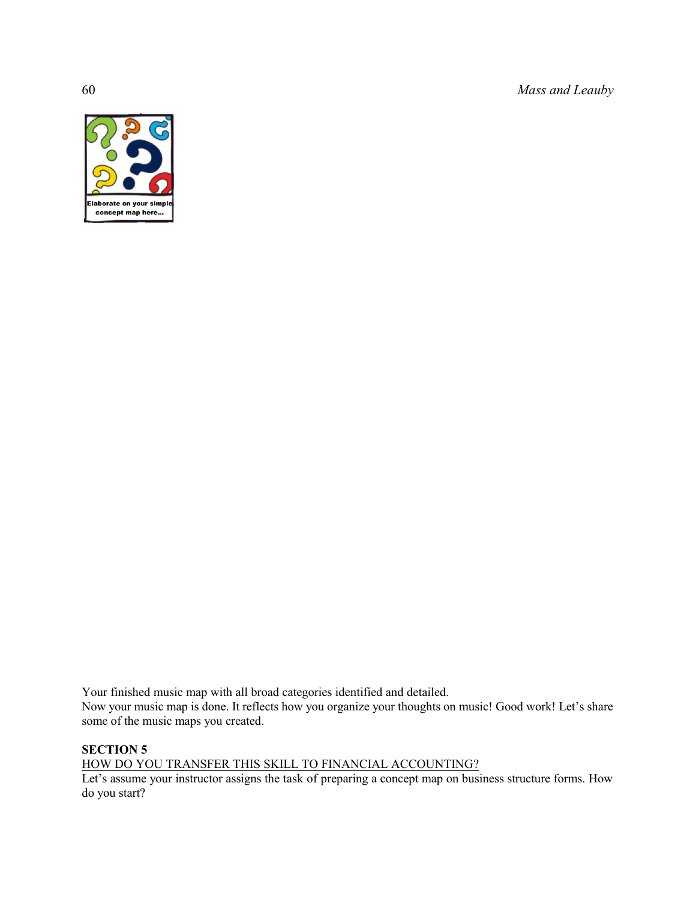Elaborate on your simple concept map here...

Your finished music map with all broad categories identified and detailed.
Now your music map is done. It reflects how you organize your thoughts on music! Good work! Let's share some of the music maps you created.

**SECTION 5**

HOW DO YOU TRANSFER THIS SKILL TO FINANCIAL ACCOUNTING?

Let's assume your instructor assigns the task of preparing a concept map on business structure forms. How do you start?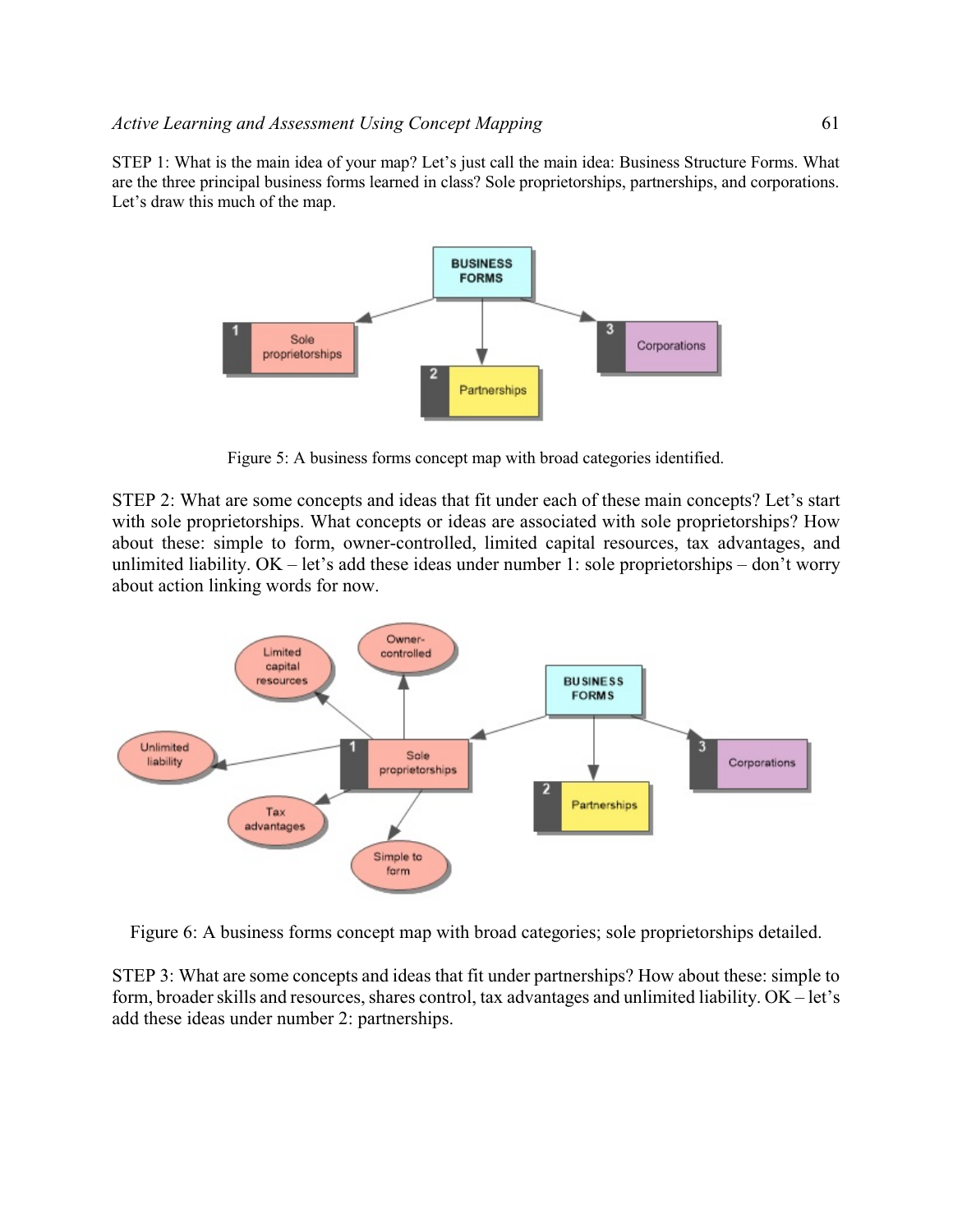STEP 1: What is the main idea of your map? Let's just call the main idea: Business Structure Forms. What are the three principal business forms learned in class? Sole proprietorships, partnerships, and corporations. Let's draw this much of the map.

Figure 5: A business forms concept map with broad categories identified.

STEP 2: What are some concepts and ideas that fit under each of these main concepts? Let's start with sole proprietorships. What concepts or ideas are associated with sole proprietorships? How about these: simple to form, owner-controlled, limited capital resources, tax advantages, and unlimited liability. OK – let's add these ideas under number 1: sole proprietorships – don't worry about action linking words for now.

Figure 6: A business forms concept map with broad categories; sole proprietorships detailed.

STEP 3: What are some concepts and ideas that fit under partnerships? How about these: simple to form, broader skills and resources, shares control, tax advantages and unlimited liability. OK – let's add these ideas under number 2: partnerships.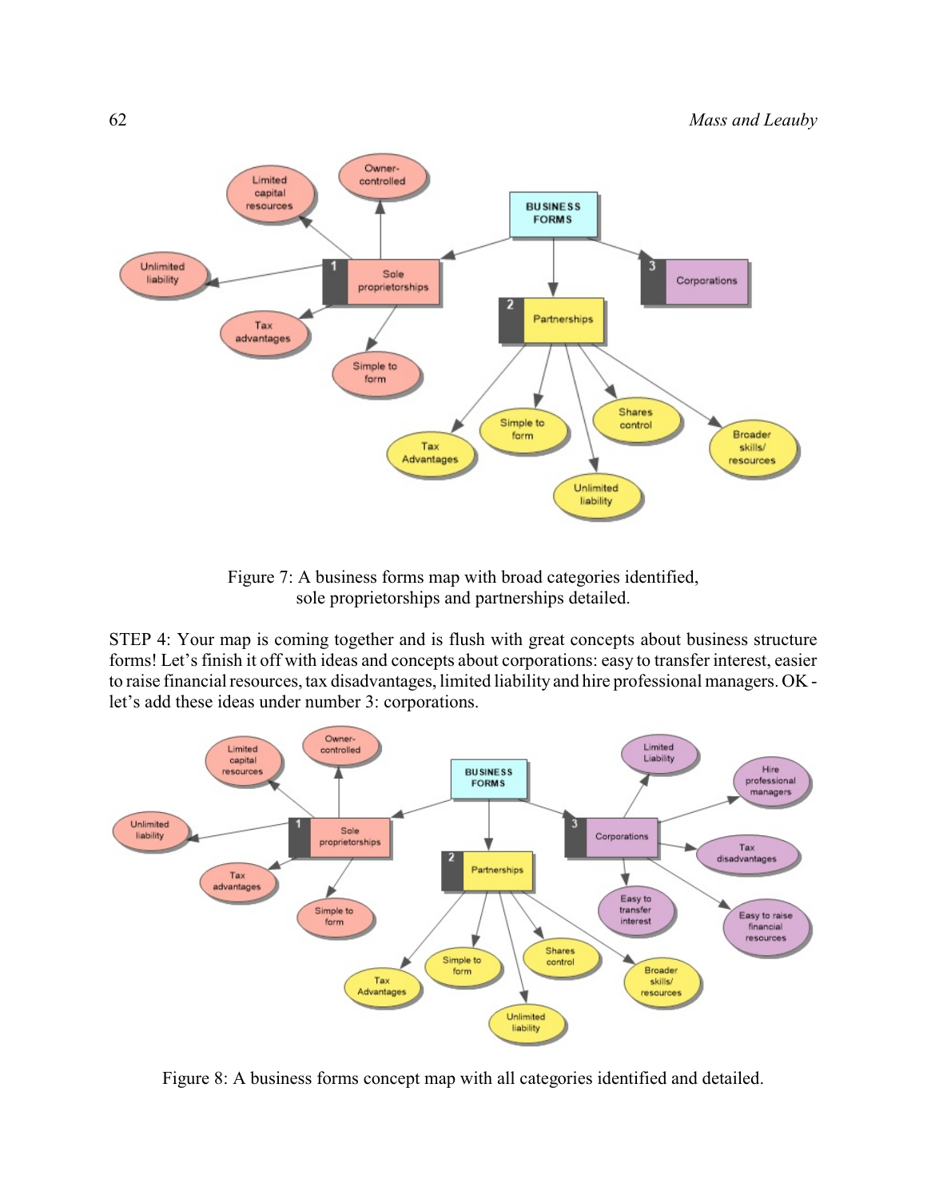Figure 7: A business forms map with broad categories identified, sole proprietorships and partnerships detailed.

STEP 4: Your map is coming together and is flush with great concepts about business structure forms! Let's finish it off with ideas and concepts about corporations: easy to transfer interest, easier to raise financial resources, tax disadvantages, limited liability and hire professional managers. OK - let's add these ideas under number 3: corporations.

Figure 8: A business forms concept map with all categories identified and detailed.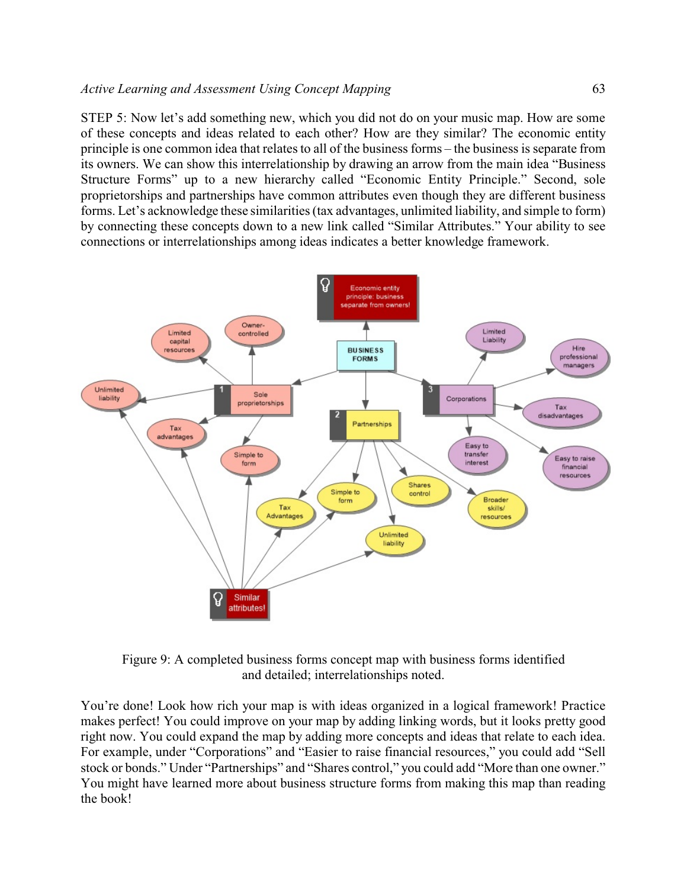STEP 5: Now let's add something new, which you did not do on your music map. How are some of these concepts and ideas related to each other? How are they similar? The economic entity principle is one common idea that relates to all of the business forms – the business is separate from its owners. We can show this interrelationship by drawing an arrow from the main idea "Business Structure Forms" up to a new hierarchy called "Economic Entity Principle." Second, sole proprietorships and partnerships have common attributes even though they are different business forms. Let's acknowledge these similarities (tax advantages, unlimited liability, and simple to form) by connecting these concepts down to a new link called "Similar Attributes." Your ability to see connections or interrelationships among ideas indicates a better knowledge framework.

Economic entity principle: business separate from owners!

BUSINESS FORMS

1 Sole proprietorships

Limited capital resources

Owner-controlled

Unlimited liability

Tax advantages

Simple to form

2 Partnerships

Tax Advantages

Simple to form

Shares control

Broader skills/ resources

Unlimited liability

3 Corporations

Limited Liability

Hire professional managers

Tax disadvantages

Easy to transfer interest

Easy to raise financial resources

Similar attributes!

Figure 9: A completed business forms concept map with business forms identified and detailed; interrelationships noted.

You're done! Look how rich your map is with ideas organized in a logical framework! Practice makes perfect! You could improve on your map by adding linking words, but it looks pretty good right now. You could expand the map by adding more concepts and ideas that relate to each idea. For example, under "Corporations" and "Easier to raise financial resources," you could add "Sell stock or bonds." Under "Partnerships" and "Shares control," you could add "More than one owner." You might have learned more about business structure forms from making this map than reading the book!